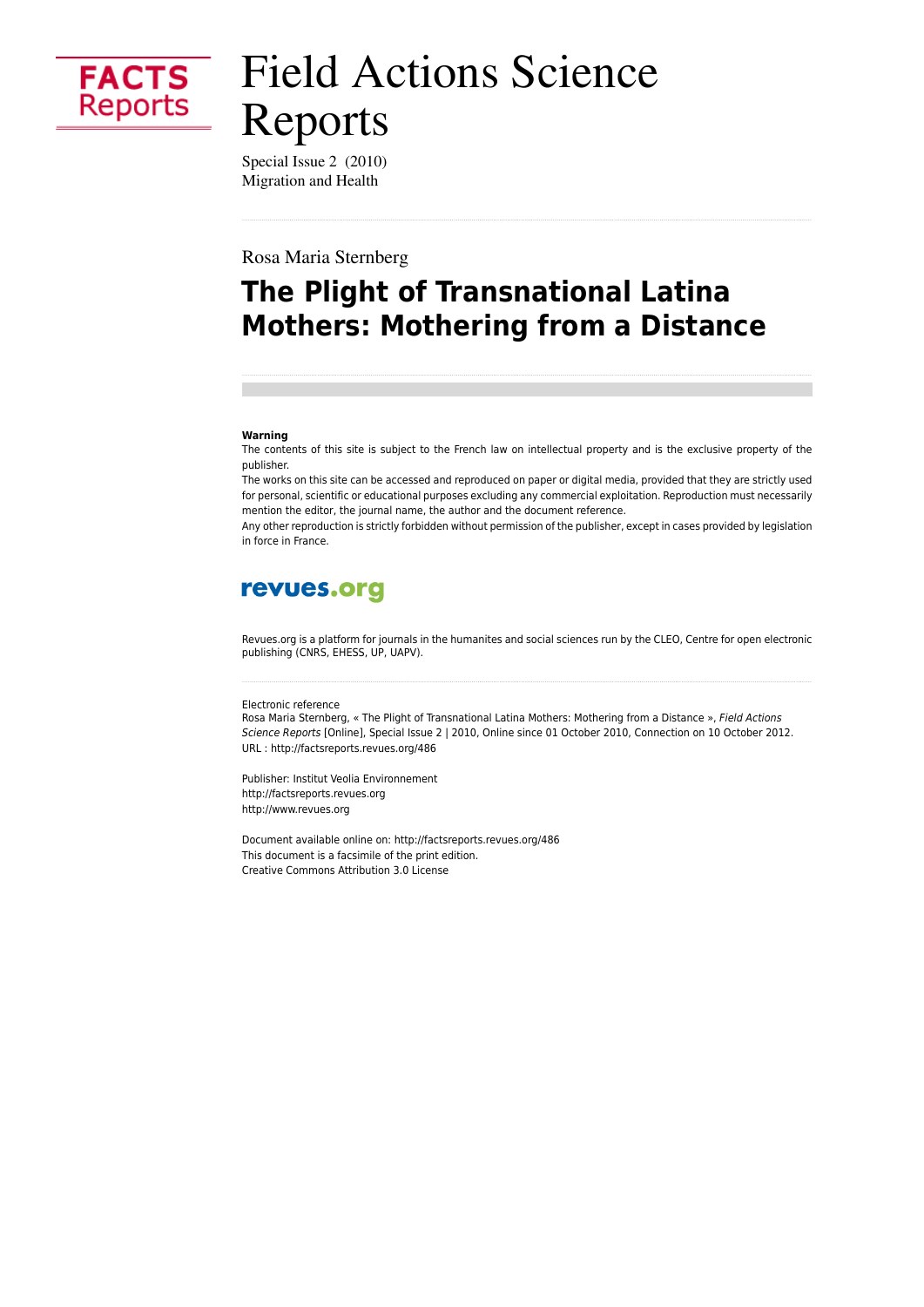FACTS Reports

# Field Actions Science Reports

Special Issue 2 (2010)
Migration and Health

Rosa Maria Sternberg

## The Plight of Transnational Latina Mothers: Mothering from a Distance

**Warning**
The contents of this site is subject to the French law on intellectual property and is the exclusive property of the publisher.
The works on this site can be accessed and reproduced on paper or digital media, provided that they are strictly used for personal, scientific or educational purposes excluding any commercial exploitation. Reproduction must necessarily mention the editor, the journal name, the author and the document reference.
Any other reproduction is strictly forbidden without permission of the publisher, except in cases provided by legislation in force in France.

revues.org

Revues.org is a platform for journals in the humanites and social sciences run by the CLEO, Centre for open electronic publishing (CNRS, EHESS, UP, UAPV).

Electronic reference
Rosa Maria Sternberg, « The Plight of Transnational Latina Mothers: Mothering from a Distance », *Field Actions Science Reports* [Online], Special Issue 2 | 2010, Online since 01 October 2010, Connection on 10 October 2012. URL : http://factsreports.revues.org/486

Publisher: Institut Veolia Environnement
http://factsreports.revues.org
http://www.revues.org

Document available online on: http://factsreports.revues.org/486
This document is a facsimile of the print edition.
Creative Commons Attribution 3.0 License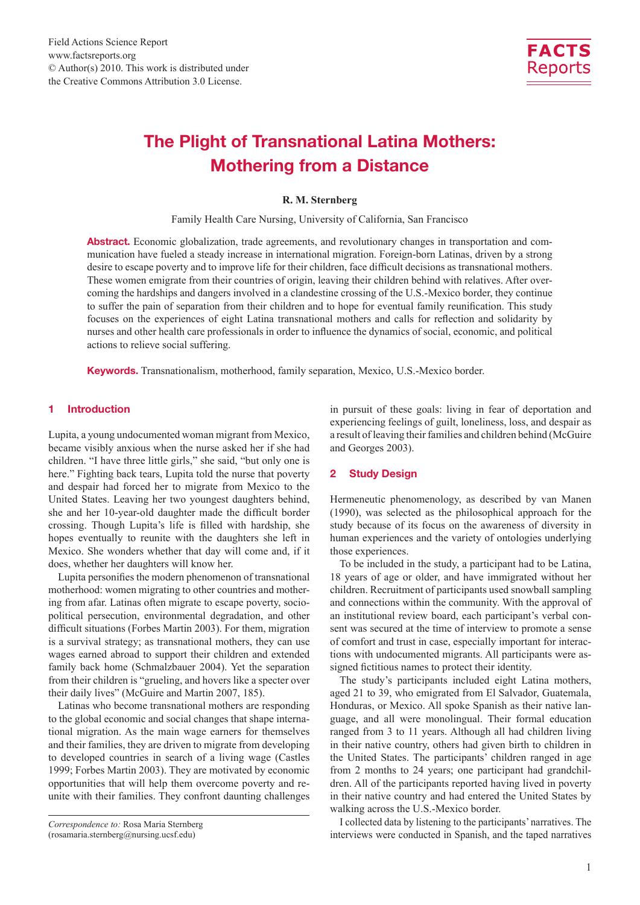Field Actions Science Report
www.factsreports.org
© Author(s) 2010. This work is distributed under the Creative Commons Attribution 3.0 License.

# The Plight of Transnational Latina Mothers: Mothering from a Distance

**R. M. Sternberg**

Family Health Care Nursing, University of California, San Francisco

**Abstract.** Economic globalization, trade agreements, and revolutionary changes in transportation and communication have fueled a steady increase in international migration. Foreign-born Latinas, driven by a strong desire to escape poverty and to improve life for their children, face difficult decisions as transnational mothers. These women emigrate from their countries of origin, leaving their children behind with relatives. After overcoming the hardships and dangers involved in a clandestine crossing of the U.S.-Mexico border, they continue to suffer the pain of separation from their children and to hope for eventual family reunification. This study focuses on the experiences of eight Latina transnational mothers and calls for reflection and solidarity by nurses and other health care professionals in order to influence the dynamics of social, economic, and political actions to relieve social suffering.

**Keywords.** Transnationalism, motherhood, family separation, Mexico, U.S.-Mexico border.

## 1 Introduction

Lupita, a young undocumented woman migrant from Mexico, became visibly anxious when the nurse asked her if she had children. "I have three little girls," she said, "but only one is here." Fighting back tears, Lupita told the nurse that poverty and despair had forced her to migrate from Mexico to the United States. Leaving her two youngest daughters behind, she and her 10-year-old daughter made the difficult border crossing. Though Lupita's life is filled with hardship, she hopes eventually to reunite with the daughters she left in Mexico. She wonders whether that day will come and, if it does, whether her daughters will know her.

Lupita personifies the modern phenomenon of transnational motherhood: women migrating to other countries and mothering from afar. Latinas often migrate to escape poverty, sociopolitical persecution, environmental degradation, and other difficult situations (Forbes Martin 2003). For them, migration is a survival strategy; as transnational mothers, they can use wages earned abroad to support their children and extended family back home (Schmalzbauer 2004). Yet the separation from their children is "grueling, and hovers like a specter over their daily lives" (McGuire and Martin 2007, 185).

Latinas who become transnational mothers are responding to the global economic and social changes that shape international migration. As the main wage earners for themselves and their families, they are driven to migrate from developing to developed countries in search of a living wage (Castles 1999; Forbes Martin 2003). They are motivated by economic opportunities that will help them overcome poverty and reunite with their families. They confront daunting challenges in pursuit of these goals: living in fear of deportation and experiencing feelings of guilt, loneliness, loss, and despair as a result of leaving their families and children behind (McGuire and Georges 2003).

## 2 Study Design

Hermeneutic phenomenology, as described by van Manen (1990), was selected as the philosophical approach for the study because of its focus on the awareness of diversity in human experiences and the variety of ontologies underlying those experiences.

To be included in the study, a participant had to be Latina, 18 years of age or older, and have immigrated without her children. Recruitment of participants used snowball sampling and connections within the community. With the approval of an institutional review board, each participant's verbal consent was secured at the time of interview to promote a sense of comfort and trust in case, especially important for interactions with undocumented migrants. All participants were assigned fictitious names to protect their identity.

The study's participants included eight Latina mothers, aged 21 to 39, who emigrated from El Salvador, Guatemala, Honduras, or Mexico. All spoke Spanish as their native language, and all were monolingual. Their formal education ranged from 3 to 11 years. Although all had children living in their native country, others had given birth to children in the United States. The participants' children ranged in age from 2 months to 24 years; one participant had grandchildren. All of the participants reported having lived in poverty in their native country and had entered the United States by walking across the U.S.-Mexico border.

I collected data by listening to the participants' narratives. The interviews were conducted in Spanish, and the taped narratives

*Correspondence to:* Rosa Maria Sternberg
(rosamaria.sternberg@nursing.ucsf.edu)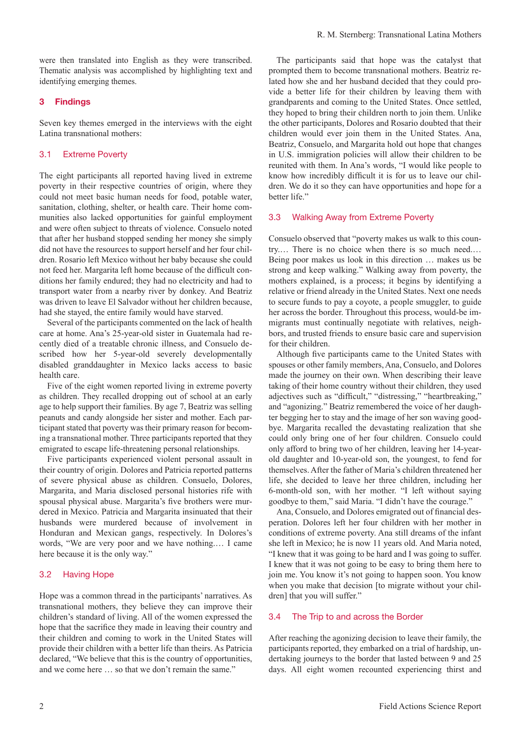were then translated into English as they were transcribed. Thematic analysis was accomplished by highlighting text and identifying emerging themes.

## 3 Findings

Seven key themes emerged in the interviews with the eight Latina transnational mothers:

### 3.1 Extreme Poverty

The eight participants all reported having lived in extreme poverty in their respective countries of origin, where they could not meet basic human needs for food, potable water, sanitation, clothing, shelter, or health care. Their home communities also lacked opportunities for gainful employment and were often subject to threats of violence. Consuelo noted that after her husband stopped sending her money she simply did not have the resources to support herself and her four children. Rosario left Mexico without her baby because she could not feed her. Margarita left home because of the difficult conditions her family endured; they had no electricity and had to transport water from a nearby river by donkey. And Beatriz was driven to leave El Salvador without her children because, had she stayed, the entire family would have starved.

Several of the participants commented on the lack of health care at home. Ana's 25-year-old sister in Guatemala had recently died of a treatable chronic illness, and Consuelo described how her 5-year-old severely developmentally disabled granddaughter in Mexico lacks access to basic health care.

Five of the eight women reported living in extreme poverty as children. They recalled dropping out of school at an early age to help support their families. By age 7, Beatriz was selling peanuts and candy alongside her sister and mother. Each participant stated that poverty was their primary reason for becoming a transnational mother. Three participants reported that they emigrated to escape life-threatening personal relationships.

Five participants experienced violent personal assault in their country of origin. Dolores and Patricia reported patterns of severe physical abuse as children. Consuelo, Dolores, Margarita, and Maria disclosed personal histories rife with spousal physical abuse. Margarita's five brothers were murdered in Mexico. Patricia and Margarita insinuated that their husbands were murdered because of involvement in Honduran and Mexican gangs, respectively. In Dolores's words, "We are very poor and we have nothing.… I came here because it is the only way."

### 3.2 Having Hope

Hope was a common thread in the participants' narratives. As transnational mothers, they believe they can improve their children's standard of living. All of the women expressed the hope that the sacrifice they made in leaving their country and their children and coming to work in the United States will provide their children with a better life than theirs. As Patricia declared, "We believe that this is the country of opportunities, and we come here … so that we don't remain the same."

The participants said that hope was the catalyst that prompted them to become transnational mothers. Beatriz related how she and her husband decided that they could provide a better life for their children by leaving them with grandparents and coming to the United States. Once settled, they hoped to bring their children north to join them. Unlike the other participants, Dolores and Rosario doubted that their children would ever join them in the United States. Ana, Beatriz, Consuelo, and Margarita hold out hope that changes in U.S. immigration policies will allow their children to be reunited with them. In Ana's words, "I would like people to know how incredibly difficult it is for us to leave our children. We do it so they can have opportunities and hope for a better life."

### 3.3 Walking Away from Extreme Poverty

Consuelo observed that "poverty makes us walk to this country.… There is no choice when there is so much need.… Being poor makes us look in this direction … makes us be strong and keep walking." Walking away from poverty, the mothers explained, is a process; it begins by identifying a relative or friend already in the United States. Next one needs to secure funds to pay a coyote, a people smuggler, to guide her across the border. Throughout this process, would-be immigrants must continually negotiate with relatives, neighbors, and trusted friends to ensure basic care and supervision for their children.

Although five participants came to the United States with spouses or other family members, Ana, Consuelo, and Dolores made the journey on their own. When describing their leave taking of their home country without their children, they used adjectives such as "difficult," "distressing," "heartbreaking," and "agonizing." Beatriz remembered the voice of her daughter begging her to stay and the image of her son waving goodbye. Margarita recalled the devastating realization that she could only bring one of her four children. Consuelo could only afford to bring two of her children, leaving her 14-year-old daughter and 10-year-old son, the youngest, to fend for themselves. After the father of Maria's children threatened her life, she decided to leave her three children, including her 6-month-old son, with her mother. "I left without saying goodbye to them," said Maria. "I didn't have the courage."

Ana, Consuelo, and Dolores emigrated out of financial desperation. Dolores left her four children with her mother in conditions of extreme poverty. Ana still dreams of the infant she left in Mexico; he is now 11 years old. And Maria noted, "I knew that it was going to be hard and I was going to suffer. I knew that it was not going to be easy to bring them here to join me. You know it's not going to happen soon. You know when you make that decision [to migrate without your children] that you will suffer."

### 3.4 The Trip to and across the Border

After reaching the agonizing decision to leave their family, the participants reported, they embarked on a trial of hardship, undertaking journeys to the border that lasted between 9 and 25 days. All eight women recounted experiencing thirst and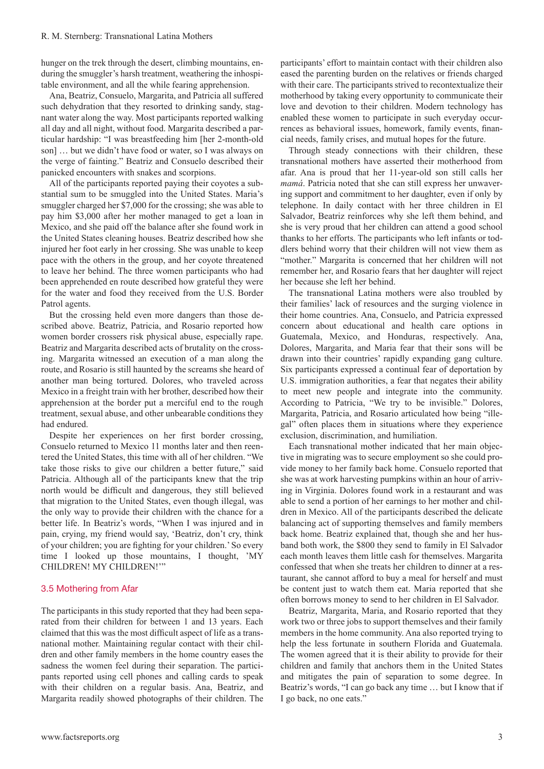hunger on the trek through the desert, climbing mountains, enduring the smuggler's harsh treatment, weathering the inhospitable environment, and all the while fearing apprehension.

Ana, Beatriz, Consuelo, Margarita, and Patricia all suffered such dehydration that they resorted to drinking sandy, stagnant water along the way. Most participants reported walking all day and all night, without food. Margarita described a particular hardship: "I was breastfeeding him [her 2-month-old son] … but we didn't have food or water, so I was always on the verge of fainting." Beatriz and Consuelo described their panicked encounters with snakes and scorpions.

All of the participants reported paying their coyotes a substantial sum to be smuggled into the United States. Maria's smuggler charged her $7,000 for the crossing; she was able to pay him $3,000 after her mother managed to get a loan in Mexico, and she paid off the balance after she found work in the United States cleaning houses. Beatriz described how she injured her foot early in her crossing. She was unable to keep pace with the others in the group, and her coyote threatened to leave her behind. The three women participants who had been apprehended en route described how grateful they were for the water and food they received from the U.S. Border Patrol agents.

But the crossing held even more dangers than those described above. Beatriz, Patricia, and Rosario reported how women border crossers risk physical abuse, especially rape. Beatriz and Margarita described acts of brutality on the crossing. Margarita witnessed an execution of a man along the route, and Rosario is still haunted by the screams she heard of another man being tortured. Dolores, who traveled across Mexico in a freight train with her brother, described how their apprehension at the border put a merciful end to the rough treatment, sexual abuse, and other unbearable conditions they had endured.

Despite her experiences on her first border crossing, Consuelo returned to Mexico 11 months later and then reentered the United States, this time with all of her children. "We take those risks to give our children a better future," said Patricia. Although all of the participants knew that the trip north would be difficult and dangerous, they still believed that migration to the United States, even though illegal, was the only way to provide their children with the chance for a better life. In Beatriz's words, "When I was injured and in pain, crying, my friend would say, 'Beatriz, don't cry, think of your children; you are fighting for your children.' So every time I looked up those mountains, I thought, 'MY CHILDREN! MY CHILDREN!'"

## 3.5 Mothering from Afar

The participants in this study reported that they had been separated from their children for between 1 and 13 years. Each claimed that this was the most difficult aspect of life as a transnational mother. Maintaining regular contact with their children and other family members in the home country eases the sadness the women feel during their separation. The participants reported using cell phones and calling cards to speak with their children on a regular basis. Ana, Beatriz, and Margarita readily showed photographs of their children. The participants' effort to maintain contact with their children also eased the parenting burden on the relatives or friends charged with their care. The participants strived to recontextualize their motherhood by taking every opportunity to communicate their love and devotion to their children. Modern technology has enabled these women to participate in such everyday occurrences as behavioral issues, homework, family events, financial needs, family crises, and mutual hopes for the future.

Through steady connections with their children, these transnational mothers have asserted their motherhood from afar. Ana is proud that her 11-year-old son still calls her *mamá*. Patricia noted that she can still express her unwavering support and commitment to her daughter, even if only by telephone. In daily contact with her three children in El Salvador, Beatriz reinforces why she left them behind, and she is very proud that her children can attend a good school thanks to her efforts. The participants who left infants or toddlers behind worry that their children will not view them as "mother." Margarita is concerned that her children will not remember her, and Rosario fears that her daughter will reject her because she left her behind.

The transnational Latina mothers were also troubled by their families' lack of resources and the surging violence in their home countries. Ana, Consuelo, and Patricia expressed concern about educational and health care options in Guatemala, Mexico, and Honduras, respectively. Ana, Dolores, Margarita, and Maria fear that their sons will be drawn into their countries' rapidly expanding gang culture. Six participants expressed a continual fear of deportation by U.S. immigration authorities, a fear that negates their ability to meet new people and integrate into the community. According to Patricia, "We try to be invisible." Dolores, Margarita, Patricia, and Rosario articulated how being "illegal" often places them in situations where they experience exclusion, discrimination, and humiliation.

Each transnational mother indicated that her main objective in migrating was to secure employment so she could provide money to her family back home. Consuelo reported that she was at work harvesting pumpkins within an hour of arriving in Virginia. Dolores found work in a restaurant and was able to send a portion of her earnings to her mother and children in Mexico. All of the participants described the delicate balancing act of supporting themselves and family members back home. Beatriz explained that, though she and her husband both work, the $800 they send to family in El Salvador each month leaves them little cash for themselves. Margarita confessed that when she treats her children to dinner at a restaurant, she cannot afford to buy a meal for herself and must be content just to watch them eat. Maria reported that she often borrows money to send to her children in El Salvador.

Beatriz, Margarita, Maria, and Rosario reported that they work two or three jobs to support themselves and their family members in the home community. Ana also reported trying to help the less fortunate in southern Florida and Guatemala. The women agreed that it is their ability to provide for their children and family that anchors them in the United States and mitigates the pain of separation to some degree. In Beatriz's words, "I can go back any time … but I know that if I go back, no one eats."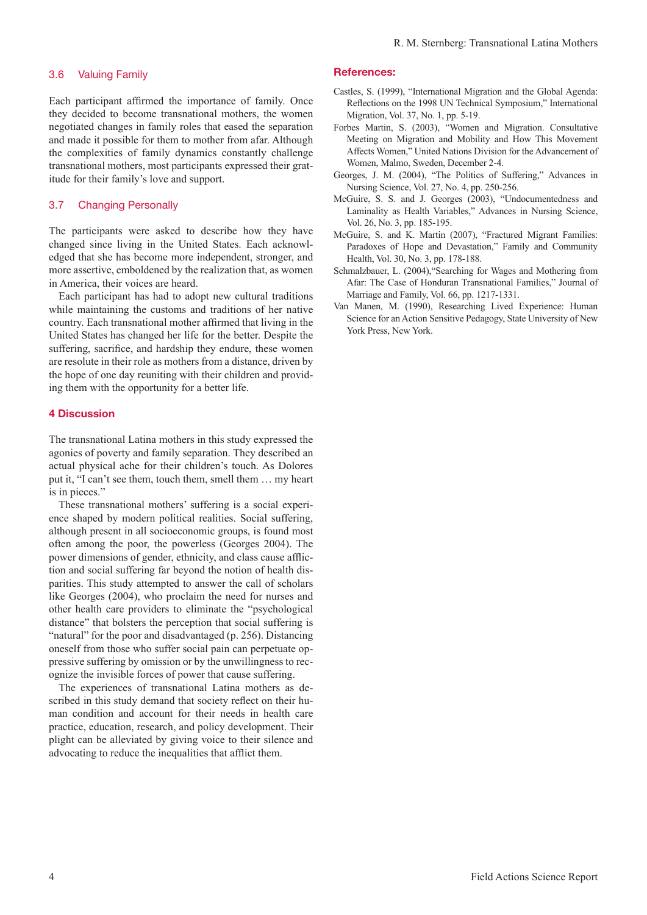### 3.6 Valuing Family

Each participant affirmed the importance of family. Once they decided to become transnational mothers, the women negotiated changes in family roles that eased the separation and made it possible for them to mother from afar. Although the complexities of family dynamics constantly challenge transnational mothers, most participants expressed their gratitude for their family's love and support.

### 3.7 Changing Personally

The participants were asked to describe how they have changed since living in the United States. Each acknowledged that she has become more independent, stronger, and more assertive, emboldened by the realization that, as women in America, their voices are heard.

Each participant has had to adopt new cultural traditions while maintaining the customs and traditions of her native country. Each transnational mother affirmed that living in the United States has changed her life for the better. Despite the suffering, sacrifice, and hardship they endure, these women are resolute in their role as mothers from a distance, driven by the hope of one day reuniting with their children and providing them with the opportunity for a better life.

## 4 Discussion

The transnational Latina mothers in this study expressed the agonies of poverty and family separation. They described an actual physical ache for their children's touch. As Dolores put it, "I can't see them, touch them, smell them … my heart is in pieces."

These transnational mothers' suffering is a social experience shaped by modern political realities. Social suffering, although present in all socioeconomic groups, is found most often among the poor, the powerless (Georges 2004). The power dimensions of gender, ethnicity, and class cause affliction and social suffering far beyond the notion of health disparities. This study attempted to answer the call of scholars like Georges (2004), who proclaim the need for nurses and other health care providers to eliminate the "psychological distance" that bolsters the perception that social suffering is "natural" for the poor and disadvantaged (p. 256). Distancing oneself from those who suffer social pain can perpetuate oppressive suffering by omission or by the unwillingness to recognize the invisible forces of power that cause suffering.

The experiences of transnational Latina mothers as described in this study demand that society reflect on their human condition and account for their needs in health care practice, education, research, and policy development. Their plight can be alleviated by giving voice to their silence and advocating to reduce the inequalities that afflict them.

## References:

Castles, S. (1999), "International Migration and the Global Agenda: Reflections on the 1998 UN Technical Symposium," International Migration, Vol. 37, No. 1, pp. 5-19.

Forbes Martin, S. (2003), "Women and Migration. Consultative Meeting on Migration and Mobility and How This Movement Affects Women," United Nations Division for the Advancement of Women, Malmo, Sweden, December 2-4.

Georges, J. M. (2004), "The Politics of Suffering," Advances in Nursing Science, Vol. 27, No. 4, pp. 250-256.

McGuire, S. S. and J. Georges (2003), "Undocumentedness and Laminality as Health Variables," Advances in Nursing Science, Vol. 26, No. 3, pp. 185-195.

McGuire, S. and K. Martin (2007), "Fractured Migrant Families: Paradoxes of Hope and Devastation," Family and Community Health, Vol. 30, No. 3, pp. 178-188.

Schmalzbauer, L. (2004),"Searching for Wages and Mothering from Afar: The Case of Honduran Transnational Families," Journal of Marriage and Family, Vol. 66, pp. 1217-1331.

Van Manen, M. (1990), Researching Lived Experience: Human Science for an Action Sensitive Pedagogy, State University of New York Press, New York.